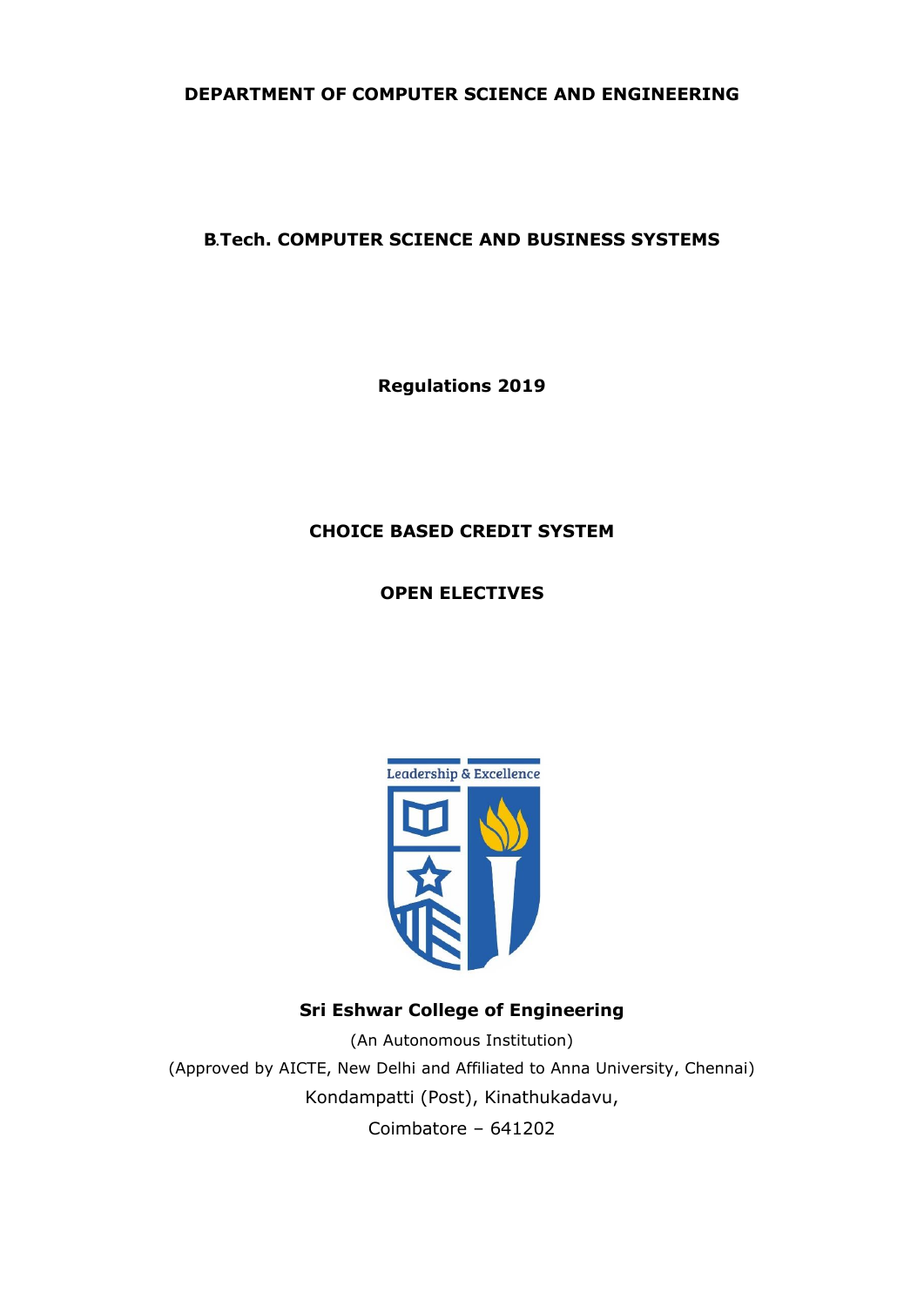**DEPARTMENT OF COMPUTER SCIENCE AND ENGINEERING**

**B.Tech. COMPUTER SCIENCE AND BUSINESS SYSTEMS**

**Regulations 2019**

**CHOICE BASED CREDIT SYSTEM**

**OPEN ELECTIVES**

Leadership & Excellence

**Sri Eshwar College of Engineering**

(An Autonomous Institution)

(Approved by AICTE, New Delhi and Affiliated to Anna University, Chennai)

Kondampatti (Post), Kinathukadavu,

Coimbatore – 641202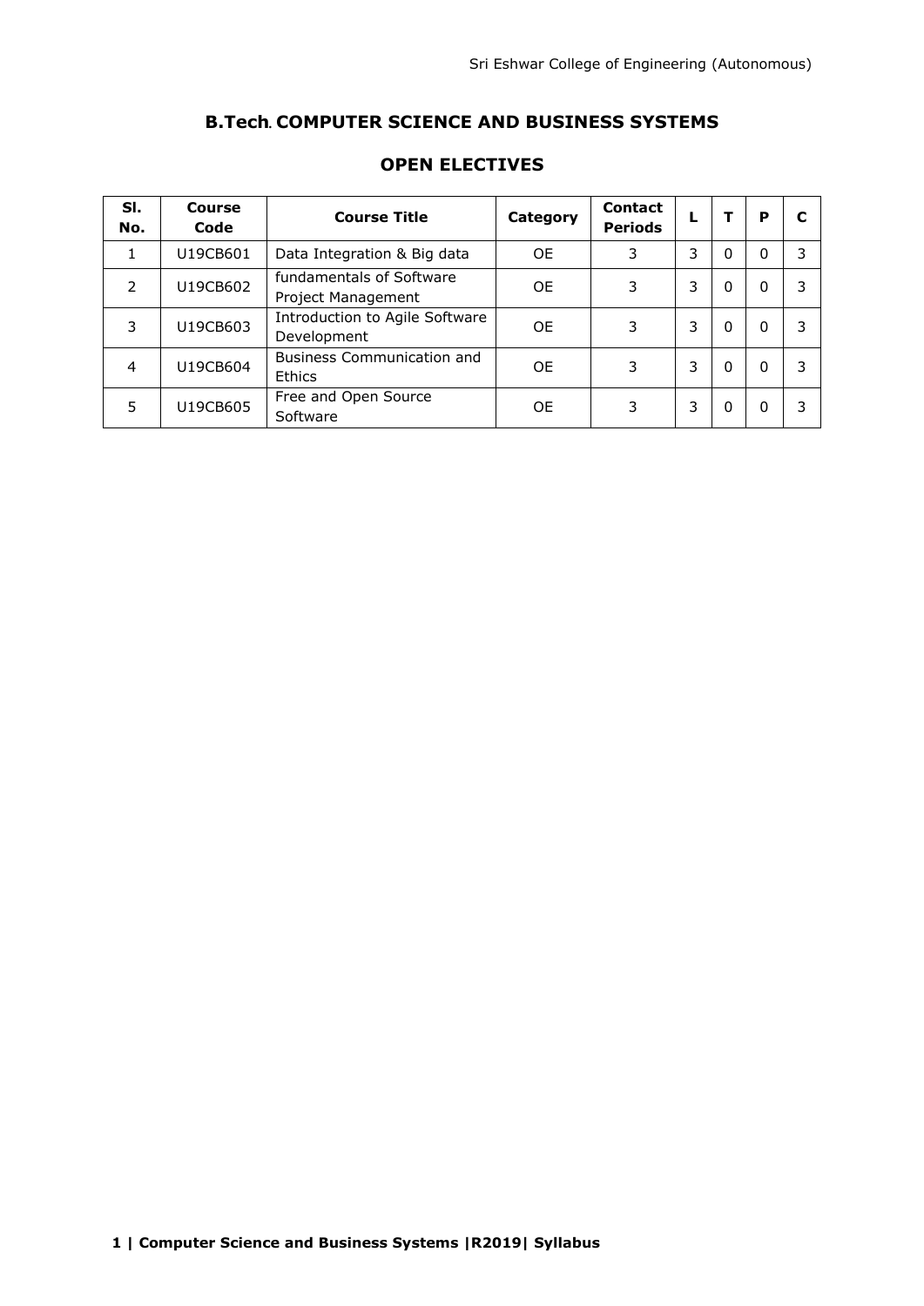## B.Tech. COMPUTER SCIENCE AND BUSINESS SYSTEMS

## OPEN ELECTIVES

| Sl. No. | Course Code | Course Title | Category | Contact Periods | L | T | P | C |
|---|---|---|---|---|---|---|---|---|
| 1 | U19CB601 | Data Integration & Big data | OE | 3 | 3 | 0 | 0 | 3 |
| 2 | U19CB602 | fundamentals of Software Project Management | OE | 3 | 3 | 0 | 0 | 3 |
| 3 | U19CB603 | Introduction to Agile Software Development | OE | 3 | 3 | 0 | 0 | 3 |
| 4 | U19CB604 | Business Communication and Ethics | OE | 3 | 3 | 0 | 0 | 3 |
| 5 | U19CB605 | Free and Open Source Software | OE | 3 | 3 | 0 | 0 | 3 |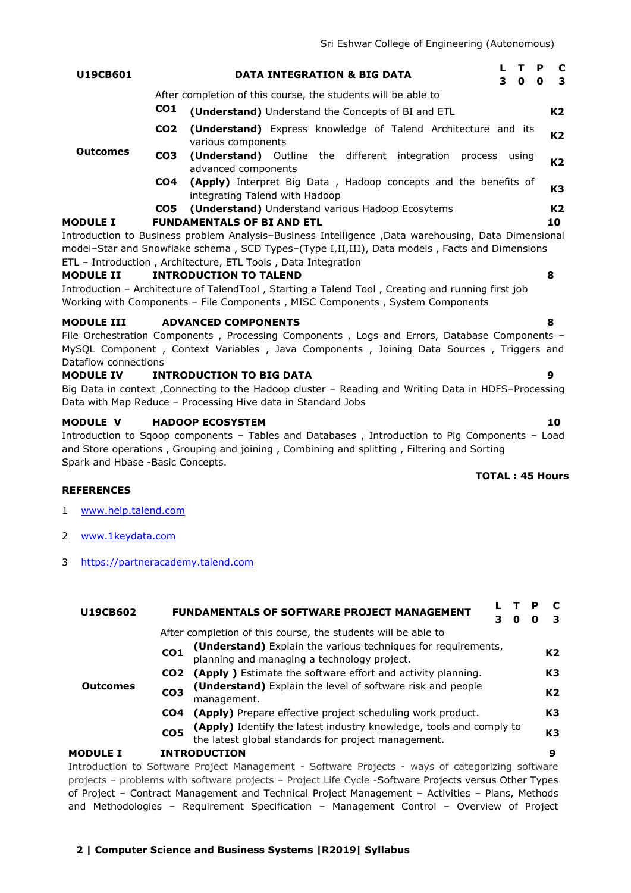| U19CB601 | DATA INTEGRATION & BIG DATA | L | T | P | C |
|---|---|---|---|---|---|
| | | 3 | 0 | 0 | 3 |

| | | | |
|---|---|---|---|
| **Outcomes** | After completion of this course, the students will be able to | | |
| | **CO1** | **(Understand)** Understand the Concepts of BI and ETL | **K2** |
| | **CO2** | **(Understand)** Express knowledge of Talend Architecture and its various components | **K2** |
| | **CO3** | **(Understand)** Outline the different integration process using advanced components | **K2** |
| | **CO4** | **(Apply)** Interpret Big Data , Hadoop concepts and the benefits of integrating Talend with Hadoop | **K3** |
| | **CO5** | **(Understand)** Understand various Hadoop Ecosytems | **K2** |

**MODULE I FUNDAMENTALS OF BI AND ETL** **10**

Introduction to Business problem Analysis–Business Intelligence ,Data warehousing, Data Dimensional model–Star and Snowflake schema , SCD Types–(Type I,II,III), Data models , Facts and Dimensions ETL – Introduction , Architecture, ETL Tools , Data Integration

**MODULE II INTRODUCTION TO TALEND** **8**

Introduction – Architecture of TalendTool , Starting a Talend Tool , Creating and running first job Working with Components – File Components , MISC Components , System Components

**MODULE III ADVANCED COMPONENTS** **8**

File Orchestration Components , Processing Components , Logs and Errors, Database Components – MySQL Component , Context Variables , Java Components , Joining Data Sources , Triggers and Dataflow connections

**MODULE IV INTRODUCTION TO BIG DATA** **9**

Big Data in context ,Connecting to the Hadoop cluster – Reading and Writing Data in HDFS–Processing Data with Map Reduce – Processing Hive data in Standard Jobs

**MODULE V HADOOP ECOSYSTEM** **10**

Introduction to Sqoop components – Tables and Databases , Introduction to Pig Components – Load and Store operations , Grouping and joining , Combining and splitting , Filtering and Sorting Spark and Hbase -Basic Concepts.

**TOTAL : 45 Hours**

**REFERENCES**

1. www.help.talend.com
2. www.1keydata.com
3. https://partneracademy.talend.com

| U19CB602 | FUNDAMENTALS OF SOFTWARE PROJECT MANAGEMENT | L | T | P | C |
|---|---|---|---|---|---|
| | | 3 | 0 | 0 | 3 |

| | | | |
|---|---|---|---|
| **Outcomes** | After completion of this course, the students will be able to | | |
| | **CO1** | **(Understand)** Explain the various techniques for requirements, planning and managing a technology project. | **K2** |
| | **CO2** | **(Apply )** Estimate the software effort and activity planning. | **K3** |
| | **CO3** | **(Understand)** Explain the level of software risk and people management. | **K2** |
| | **CO4** | **(Apply)** Prepare effective project scheduling work product. | **K3** |
| | **CO5** | **(Apply)** Identify the latest industry knowledge, tools and comply to the latest global standards for project management. | **K3** |

**MODULE I INTRODUCTION** **9**

Introduction to Software Project Management - Software Projects - ways of categorizing software projects – problems with software projects – Project Life Cycle -Software Projects versus Other Types of Project – Contract Management and Technical Project Management – Activities – Plans, Methods and Methodologies – Requirement Specification – Management Control – Overview of Project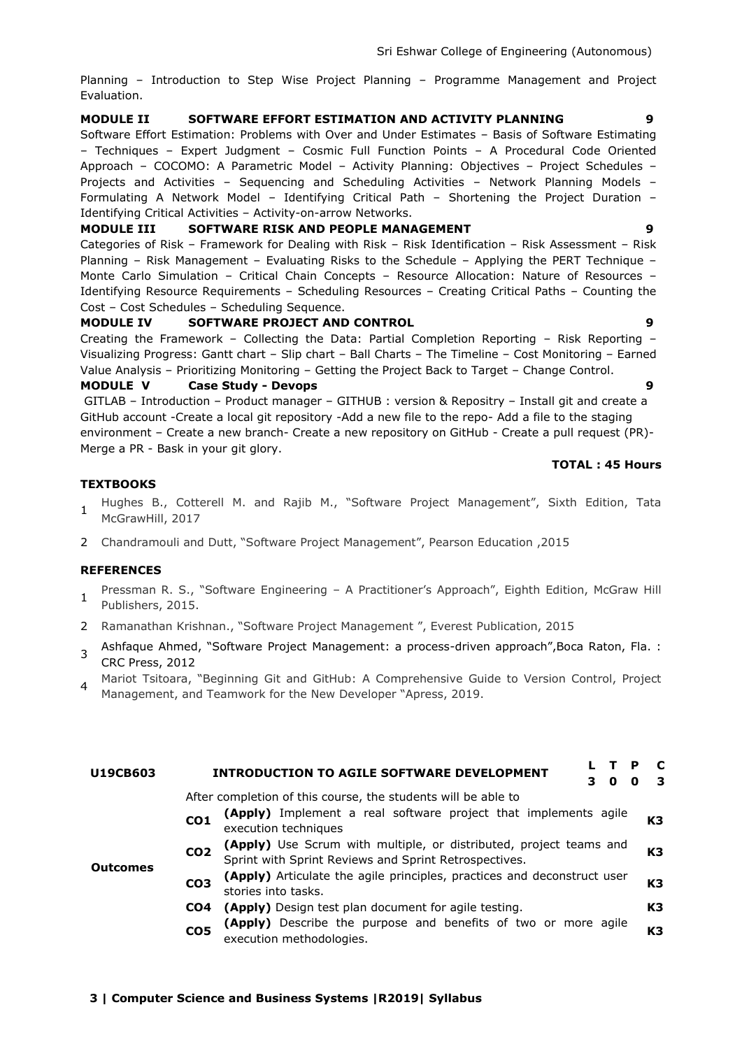Planning – Introduction to Step Wise Project Planning – Programme Management and Project Evaluation.

**MODULE II SOFTWARE EFFORT ESTIMATION AND ACTIVITY PLANNING 9**

Software Effort Estimation: Problems with Over and Under Estimates – Basis of Software Estimating – Techniques – Expert Judgment – Cosmic Full Function Points – A Procedural Code Oriented Approach – COCOMO: A Parametric Model – Activity Planning: Objectives – Project Schedules – Projects and Activities – Sequencing and Scheduling Activities – Network Planning Models – Formulating A Network Model – Identifying Critical Path – Shortening the Project Duration – Identifying Critical Activities – Activity-on-arrow Networks.

**MODULE III SOFTWARE RISK AND PEOPLE MANAGEMENT 9**

Categories of Risk – Framework for Dealing with Risk – Risk Identification – Risk Assessment – Risk Planning – Risk Management – Evaluating Risks to the Schedule – Applying the PERT Technique – Monte Carlo Simulation – Critical Chain Concepts – Resource Allocation: Nature of Resources – Identifying Resource Requirements – Scheduling Resources – Creating Critical Paths – Counting the Cost – Cost Schedules – Scheduling Sequence.

**MODULE IV SOFTWARE PROJECT AND CONTROL 9**

Creating the Framework – Collecting the Data: Partial Completion Reporting – Risk Reporting – Visualizing Progress: Gantt chart – Slip chart – Ball Charts – The Timeline – Cost Monitoring – Earned Value Analysis – Prioritizing Monitoring – Getting the Project Back to Target – Change Control.

**MODULE V Case Study - Devops 9**

GITLAB – Introduction – Product manager – GITHUB : version & Repositry – Install git and create a GitHub account -Create a local git repository -Add a new file to the repo- Add a file to the staging environment – Create a new branch- Create a new repository on GitHub - Create a pull request (PR)- Merge a PR - Bask in your git glory.

**TOTAL : 45 Hours**

**TEXTBOOKS**

1. Hughes B., Cotterell M. and Rajib M., "Software Project Management", Sixth Edition, Tata McGrawHill, 2017
2. Chandramouli and Dutt, "Software Project Management", Pearson Education ,2015

**REFERENCES**

1. Pressman R. S., "Software Engineering – A Practitioner's Approach", Eighth Edition, McGraw Hill Publishers, 2015.
2. Ramanathan Krishnan., "Software Project Management ", Everest Publication, 2015
3. Ashfaque Ahmed, "Software Project Management: a process-driven approach",Boca Raton, Fla. : CRC Press, 2012
4. Mariot Tsitoara, "Beginning Git and GitHub: A Comprehensive Guide to Version Control, Project Management, and Teamwork for the New Developer "Apress, 2019.

| **U19CB603** | **INTRODUCTION TO AGILE SOFTWARE DEVELOPMENT** | | **L T P C** |
|---|---|---|---|
| | | | **3 0 0 3** |
| **Outcomes** | After completion of this course, the students will be able to | | |
| | **CO1** | **(Apply)** Implement a real software project that implements agile execution techniques | **K3** |
| | **CO2** | **(Apply)** Use Scrum with multiple, or distributed, project teams and Sprint with Sprint Reviews and Sprint Retrospectives. | **K3** |
| | **CO3** | **(Apply)** Articulate the agile principles, practices and deconstruct user stories into tasks. | **K3** |
| | **CO4** | **(Apply)** Design test plan document for agile testing. | **K3** |
| | **CO5** | **(Apply)** Describe the purpose and benefits of two or more agile execution methodologies. | **K3** |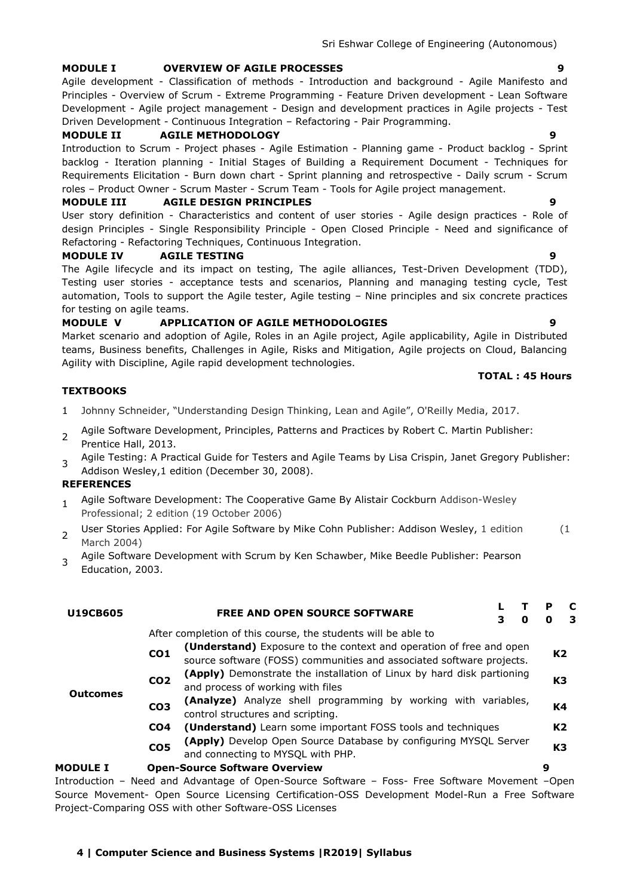### MODULE I OVERVIEW OF AGILE PROCESSES 9

Agile development - Classification of methods - Introduction and background - Agile Manifesto and Principles - Overview of Scrum - Extreme Programming - Feature Driven development - Lean Software Development - Agile project management - Design and development practices in Agile projects - Test Driven Development - Continuous Integration – Refactoring - Pair Programming.

### MODULE II AGILE METHODOLOGY 9

Introduction to Scrum - Project phases - Agile Estimation - Planning game - Product backlog - Sprint backlog - Iteration planning - Initial Stages of Building a Requirement Document - Techniques for Requirements Elicitation - Burn down chart - Sprint planning and retrospective - Daily scrum - Scrum roles – Product Owner - Scrum Master - Scrum Team - Tools for Agile project management.

### MODULE III AGILE DESIGN PRINCIPLES 9

User story definition - Characteristics and content of user stories - Agile design practices - Role of design Principles - Single Responsibility Principle - Open Closed Principle - Need and significance of Refactoring - Refactoring Techniques, Continuous Integration.

### MODULE IV AGILE TESTING 9

The Agile lifecycle and its impact on testing, The agile alliances, Test-Driven Development (TDD), Testing user stories - acceptance tests and scenarios, Planning and managing testing cycle, Test automation, Tools to support the Agile tester, Agile testing – Nine principles and six concrete practices for testing on agile teams.

### MODULE V APPLICATION OF AGILE METHODOLOGIES 9

Market scenario and adoption of Agile, Roles in an Agile project, Agile applicability, Agile in Distributed teams, Business benefits, Challenges in Agile, Risks and Mitigation, Agile projects on Cloud, Balancing Agility with Discipline, Agile rapid development technologies.

**TOTAL : 45 Hours**

### TEXTBOOKS

1. Johnny Schneider, "Understanding Design Thinking, Lean and Agile", O'Reilly Media, 2017.
2. Agile Software Development, Principles, Patterns and Practices by Robert C. Martin Publisher: Prentice Hall, 2013.
3. Agile Testing: A Practical Guide for Testers and Agile Teams by Lisa Crispin, Janet Gregory Publisher: Addison Wesley,1 edition (December 30, 2008).

### REFERENCES

1. Agile Software Development: The Cooperative Game By Alistair Cockburn Addison-Wesley Professional; 2 edition (19 October 2006)
2. User Stories Applied: For Agile Software by Mike Cohn Publisher: Addison Wesley, 1 edition (1 March 2004)
3. Agile Software Development with Scrum by Ken Schawber, Mike Beedle Publisher: Pearson Education, 2003.

| U19CB605 | FREE AND OPEN SOURCE SOFTWARE | | L T P C<br>3 0 0 3 |
|---|---|---|---|
| | After completion of this course, the students will be able to | | |
| Outcomes | CO1 | **(Understand)** Exposure to the context and operation of free and open source software (FOSS) communities and associated software projects. | K2 |
| | CO2 | **(Apply)** Demonstrate the installation of Linux by hard disk partioning and process of working with files | K3 |
| | CO3 | **(Analyze)** Analyze shell programming by working with variables, control structures and scripting. | K4 |
| | CO4 | **(Understand)** Learn some important FOSS tools and techniques | K2 |
| | CO5 | **(Apply)** Develop Open Source Database by configuring MYSQL Server and connecting to MYSQL with PHP. | K3 |

### MODULE I Open-Source Software Overview 9

Introduction – Need and Advantage of Open-Source Software – Foss- Free Software Movement –Open Source Movement- Open Source Licensing Certification-OSS Development Model-Run a Free Software Project-Comparing OSS with other Software-OSS Licenses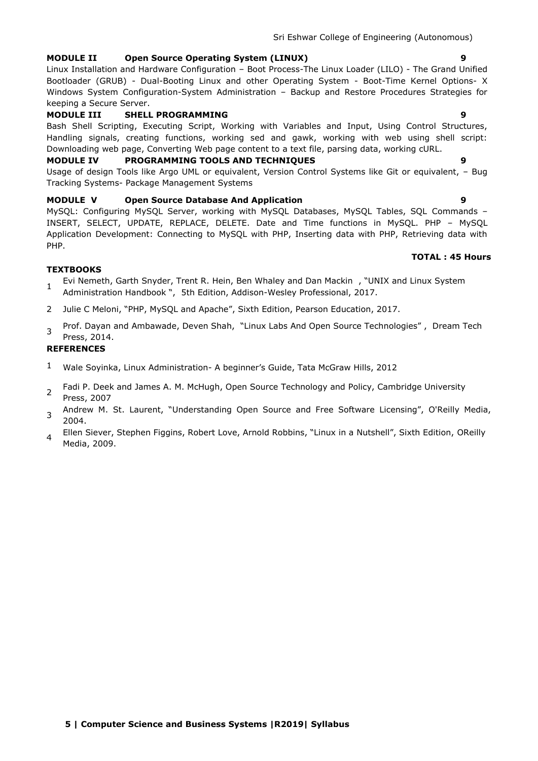**MODULE II Open Source Operating System (LINUX) 9**

Linux Installation and Hardware Configuration – Boot Process-The Linux Loader (LILO) - The Grand Unified Bootloader (GRUB) - Dual-Booting Linux and other Operating System - Boot-Time Kernel Options- X Windows System Configuration-System Administration – Backup and Restore Procedures Strategies for keeping a Secure Server.

**MODULE III SHELL PROGRAMMING 9**

Bash Shell Scripting, Executing Script, Working with Variables and Input, Using Control Structures, Handling signals, creating functions, working sed and gawk, working with web using shell script: Downloading web page, Converting Web page content to a text file, parsing data, working cURL.

**MODULE IV PROGRAMMING TOOLS AND TECHNIQUES 9**

Usage of design Tools like Argo UML or equivalent, Version Control Systems like Git or equivalent, – Bug Tracking Systems- Package Management Systems

**MODULE V Open Source Database And Application 9**

MySQL: Configuring MySQL Server, working with MySQL Databases, MySQL Tables, SQL Commands – INSERT, SELECT, UPDATE, REPLACE, DELETE. Date and Time functions in MySQL. PHP – MySQL Application Development: Connecting to MySQL with PHP, Inserting data with PHP, Retrieving data with PHP.

**TOTAL : 45 Hours**

**TEXTBOOKS**

1. Evi Nemeth, Garth Snyder, Trent R. Hein, Ben Whaley and Dan Mackin , "UNIX and Linux System Administration Handbook ", 5th Edition, Addison-Wesley Professional, 2017.
2. Julie C Meloni, "PHP, MySQL and Apache", Sixth Edition, Pearson Education, 2017.
3. Prof. Dayan and Ambawade, Deven Shah, "Linux Labs And Open Source Technologies" , Dream Tech Press, 2014.

**REFERENCES**

1. Wale Soyinka, Linux Administration- A beginner's Guide, Tata McGraw Hills, 2012
2. Fadi P. Deek and James A. M. McHugh, Open Source Technology and Policy, Cambridge University Press, 2007
3. Andrew M. St. Laurent, "Understanding Open Source and Free Software Licensing", O'Reilly Media, 2004.
4. Ellen Siever, Stephen Figgins, Robert Love, Arnold Robbins, "Linux in a Nutshell", Sixth Edition, OReilly Media, 2009.